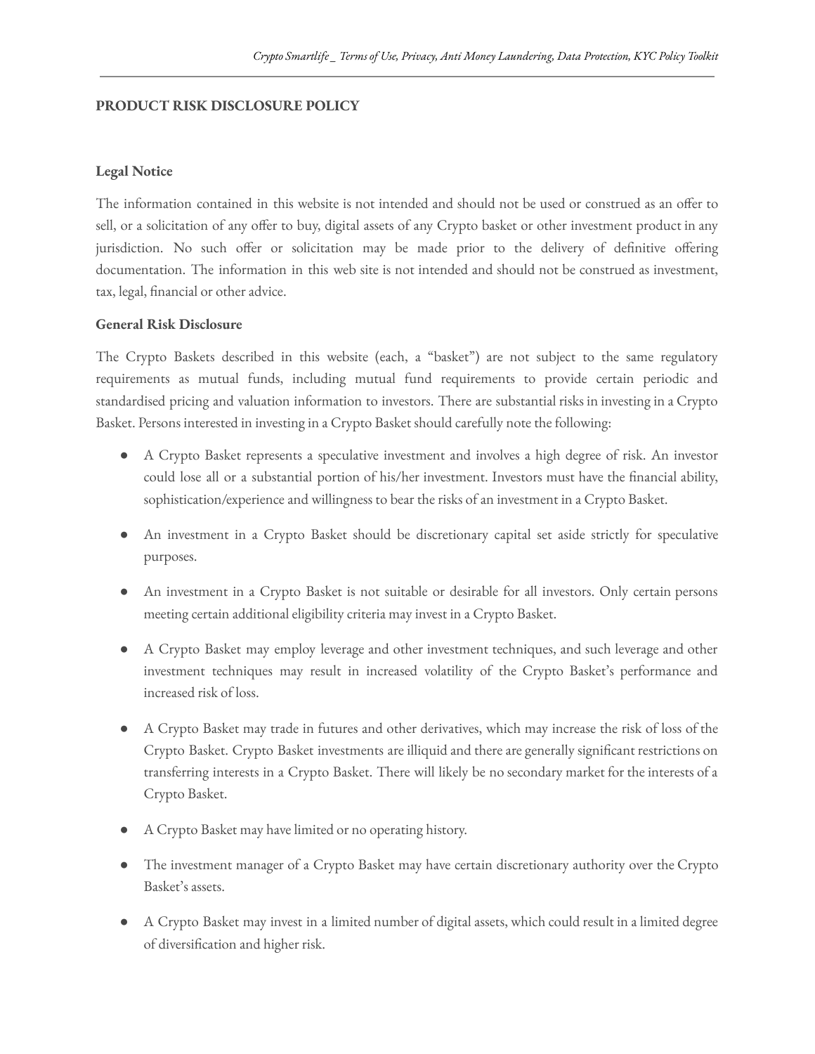## PRODUCT RISK DISCLOSURE POLICY

### Legal Notice

The information contained in this website is not intended and should not be used or construed as an offer to sell, or a solicitation of any offer to buy, digital assets of any Crypto basket or other investment product in any jurisdiction. No such offer or solicitation may be made prior to the delivery of definitive offering documentation. The information in this web site is not intended and should not be construed as investment, tax, legal, financial or other advice.

### General Risk Disclosure

The Crypto Baskets described in this website (each, a "basket") are not subject to the same regulatory requirements as mutual funds, including mutual fund requirements to provide certain periodic and standardised pricing and valuation information to investors. There are substantial risks in investing in a Crypto Basket. Persons interested in investing in a Crypto Basket should carefully note the following:

- A Crypto Basket represents a speculative investment and involves a high degree of risk. An investor could lose all or a substantial portion of his/her investment. Investors must have the financial ability, sophistication/experience and willingness to bear the risks of an investment in a Crypto Basket.
- An investment in a Crypto Basket should be discretionary capital set aside strictly for speculative purposes.
- An investment in a Crypto Basket is not suitable or desirable for all investors. Only certain persons meeting certain additional eligibility criteria may invest in a Crypto Basket.
- A Crypto Basket may employ leverage and other investment techniques, and such leverage and other investment techniques may result in increased volatility of the Crypto Basket's performance and increased risk of loss.
- A Crypto Basket may trade in futures and other derivatives, which may increase the risk of loss of the Crypto Basket. Crypto Basket investments are illiquid and there are generally significant restrictions on transferring interests in a Crypto Basket. There will likely be no secondary market for the interests of a Crypto Basket.
- A Crypto Basket may have limited or no operating history.
- The investment manager of a Crypto Basket may have certain discretionary authority over the Crypto Basket's assets.
- A Crypto Basket may invest in a limited number of digital assets, which could result in a limited degree of diversification and higher risk.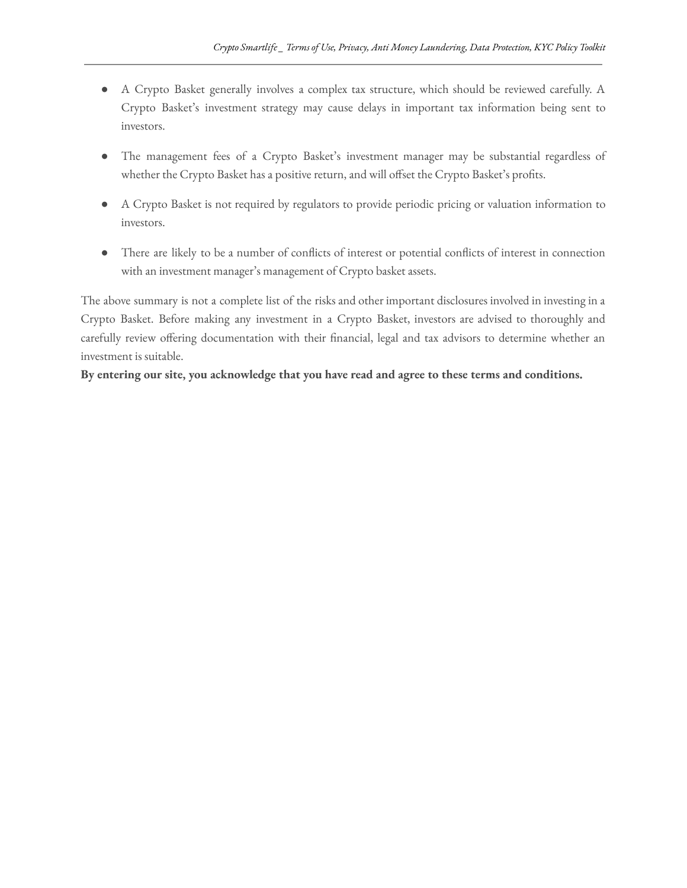- A Crypto Basket generally involves a complex tax structure, which should be reviewed carefully. A Crypto Basket's investment strategy may cause delays in important tax information being sent to investors.

- The management fees of a Crypto Basket's investment manager may be substantial regardless of whether the Crypto Basket has a positive return, and will offset the Crypto Basket's profits.

- A Crypto Basket is not required by regulators to provide periodic pricing or valuation information to investors.

- There are likely to be a number of conflicts of interest or potential conflicts of interest in connection with an investment manager's management of Crypto basket assets.

The above summary is not a complete list of the risks and other important disclosures involved in investing in a Crypto Basket. Before making any investment in a Crypto Basket, investors are advised to thoroughly and carefully review offering documentation with their financial, legal and tax advisors to determine whether an investment is suitable.

**By entering our site, you acknowledge that you have read and agree to these terms and conditions.**